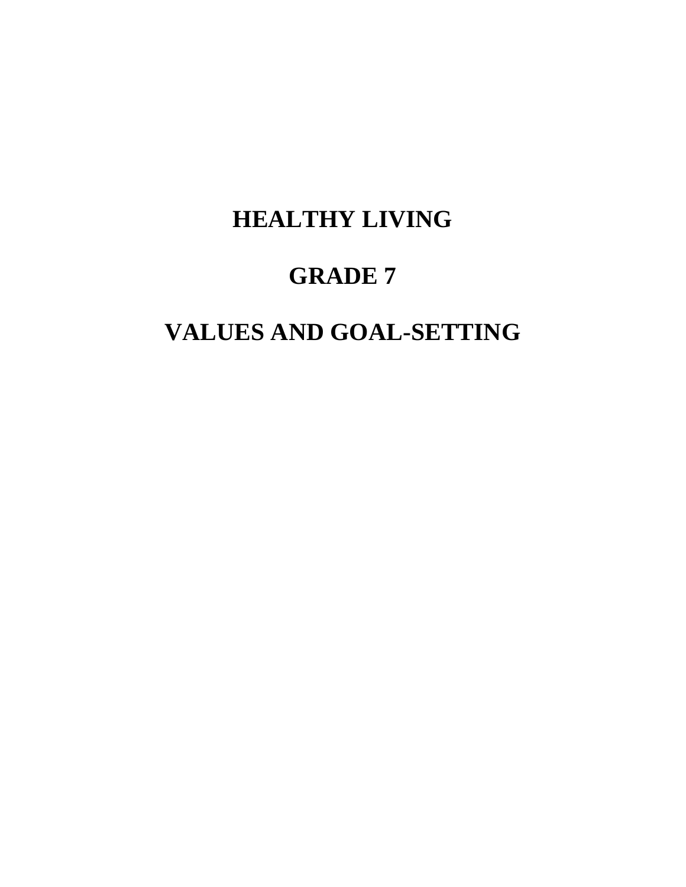# HEALTHY LIVING

# GRADE 7

# VALUES AND GOAL-SETTING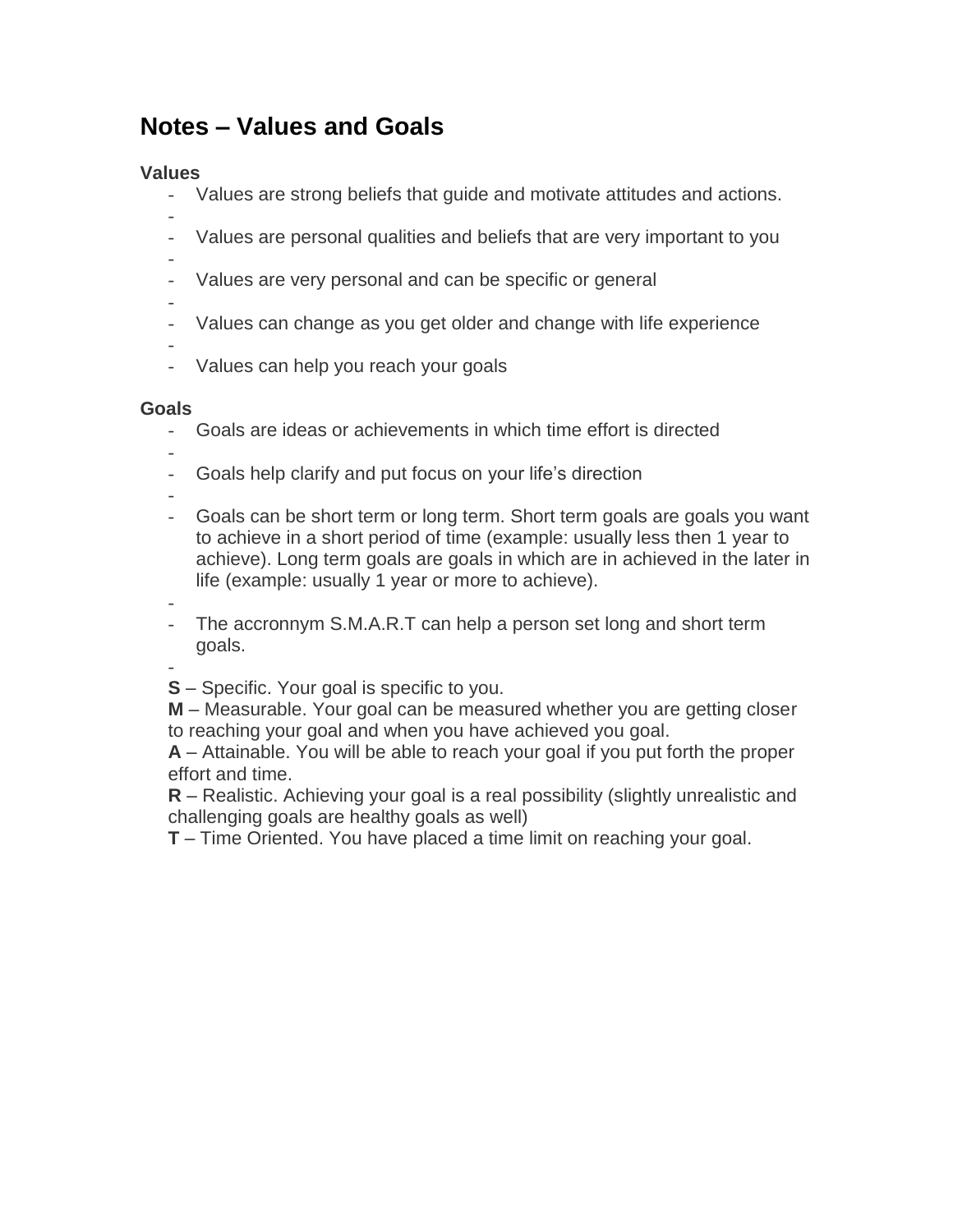# Notes – Values and Goals

### Values

- Values are strong beliefs that guide and motivate attitudes and actions.
- Values are personal qualities and beliefs that are very important to you
- Values are very personal and can be specific or general
- Values can change as you get older and change with life experience
- Values can help you reach your goals

### Goals

- Goals are ideas or achievements in which time effort is directed
- Goals help clarify and put focus on your life's direction
- Goals can be short term or long term. Short term goals are goals you want to achieve in a short period of time (example: usually less then 1 year to achieve). Long term goals are goals in which are in achieved in the later in life (example: usually 1 year or more to achieve).
- The accronnym S.M.A.R.T can help a person set long and short term goals.

**S** – Specific. Your goal is specific to you.
**M** – Measurable. Your goal can be measured whether you are getting closer to reaching your goal and when you have achieved you goal.
**A** – Attainable. You will be able to reach your goal if you put forth the proper effort and time.
**R** – Realistic. Achieving your goal is a real possibility (slightly unrealistic and challenging goals are healthy goals as well)
**T** – Time Oriented. You have placed a time limit on reaching your goal.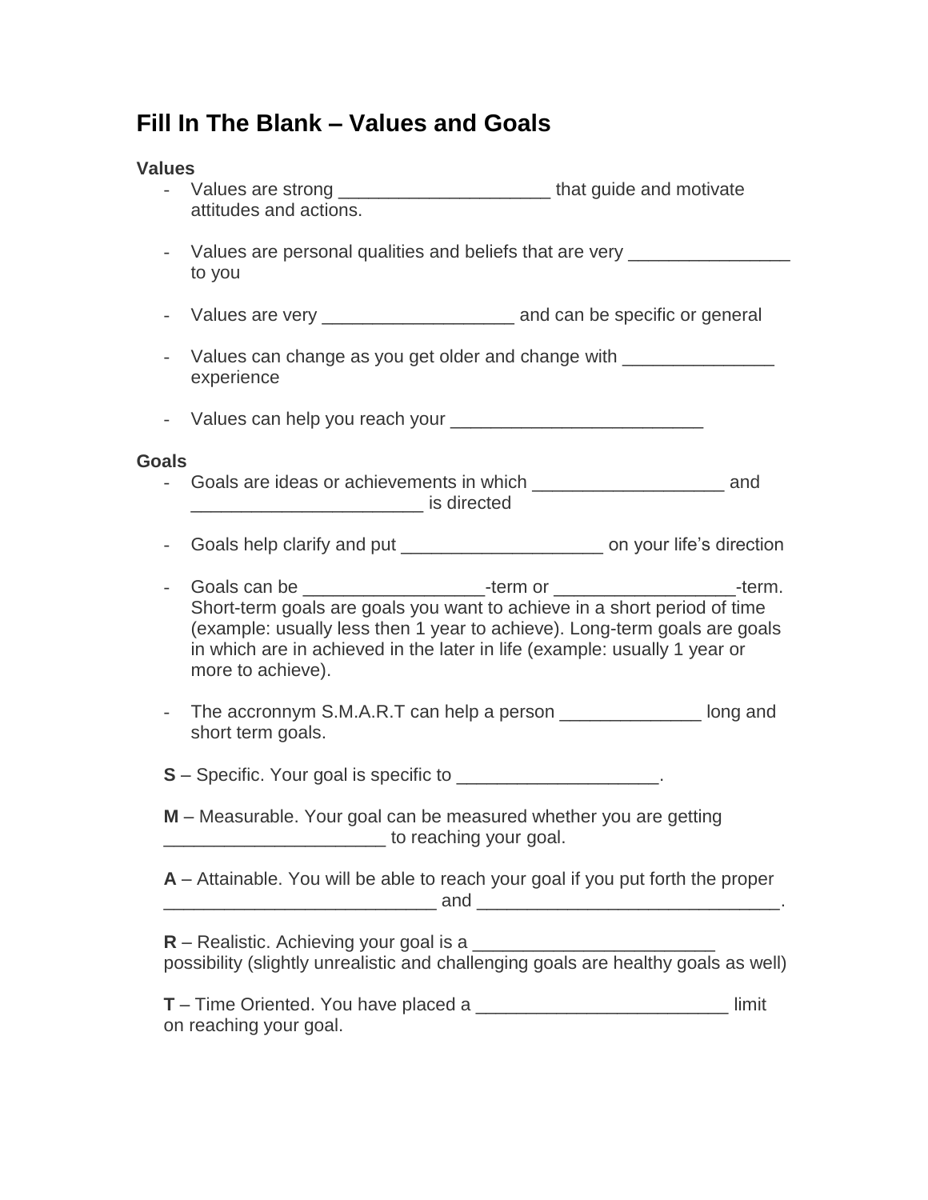# Fill In The Blank – Values and Goals

**Values**

- Values are strong _____________________ that guide and motivate attitudes and actions.

- Values are personal qualities and beliefs that are very ________________ to you

- Values are very ___________________ and can be specific or general

- Values can change as you get older and change with _______________ experience

- Values can help you reach your _________________________

**Goals**

- Goals are ideas or achievements in which ___________________ and _______________________ is directed

- Goals help clarify and put ____________________ on your life's direction

- Goals can be __________________-term or __________________-term. Short-term goals are goals you want to achieve in a short period of time (example: usually less then 1 year to achieve). Long-term goals are goals in which are in achieved in the later in life (example: usually 1 year or more to achieve).

- The accronnym S.M.A.R.T can help a person ______________ long and short term goals.

**S** – Specific. Your goal is specific to ____________________.

**M** – Measurable. Your goal can be measured whether you are getting ______________________ to reaching your goal.

**A** – Attainable. You will be able to reach your goal if you put forth the proper ___________________________ and ______________________________.

**R** – Realistic. Achieving your goal is a ________________________ possibility (slightly unrealistic and challenging goals are healthy goals as well)

**T** – Time Oriented. You have placed a _________________________ limit on reaching your goal.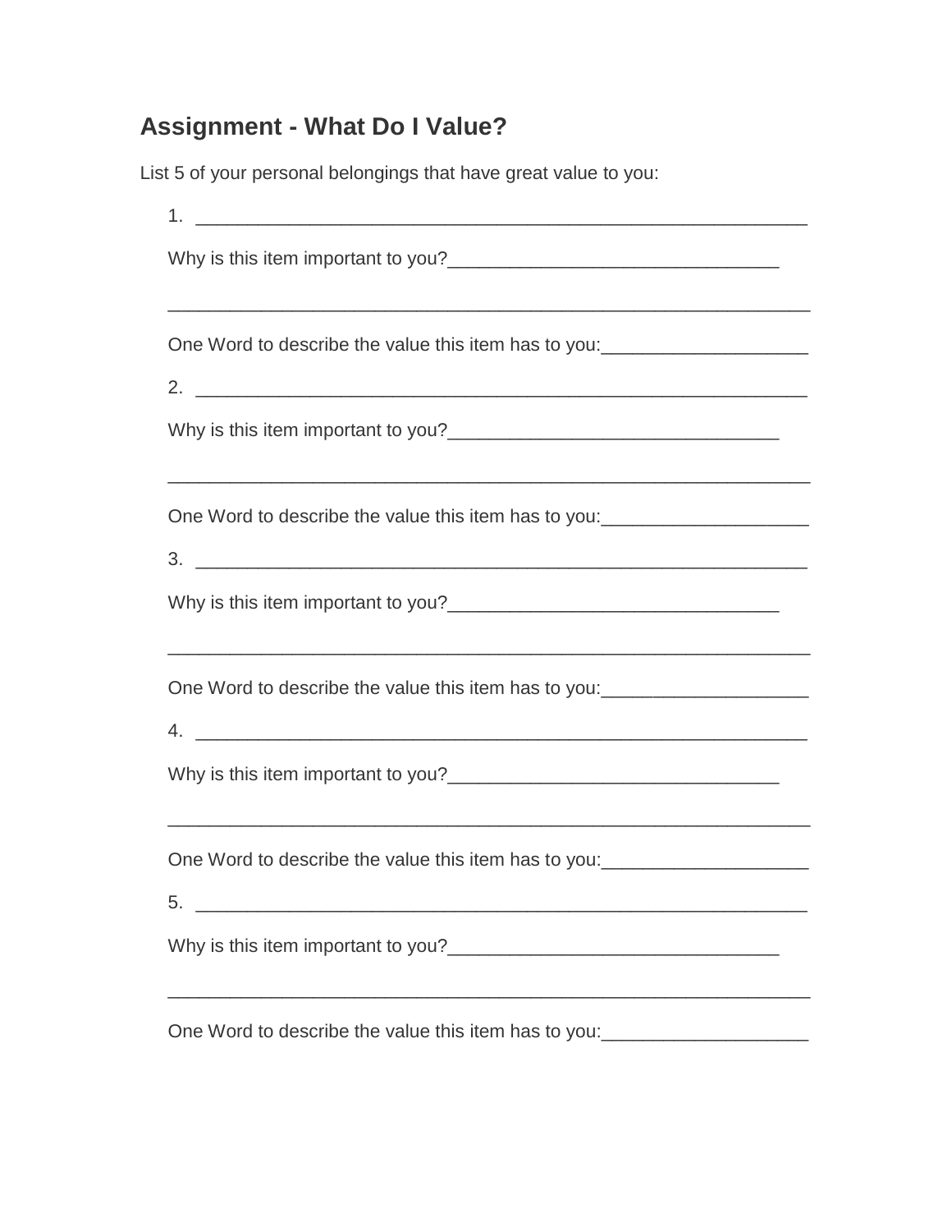## Assignment - What Do I Value?

List 5 of your personal belongings that have great value to you:

1. _______________________________________________________________

   Why is this item important to you?________________________________

   __________________________________________________________________

   One Word to describe the value this item has to you:____________________

2. _______________________________________________________________

   Why is this item important to you?________________________________

   __________________________________________________________________

   One Word to describe the value this item has to you:____________________

3. _______________________________________________________________

   Why is this item important to you?________________________________

   __________________________________________________________________

   One Word to describe the value this item has to you:____________________

4. _______________________________________________________________

   Why is this item important to you?________________________________

   __________________________________________________________________

   One Word to describe the value this item has to you:____________________

5. _______________________________________________________________

   Why is this item important to you?________________________________

   __________________________________________________________________

   One Word to describe the value this item has to you:____________________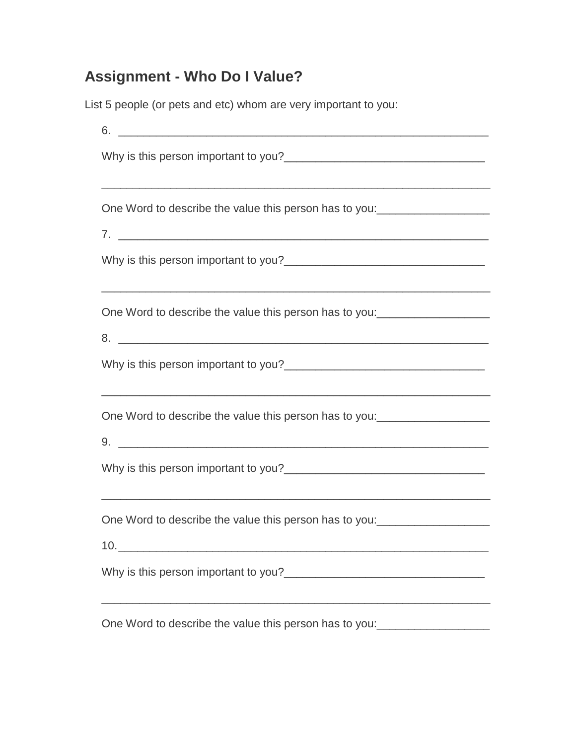## Assignment - Who Do I Value?

List 5 people (or pets and etc) whom are very important to you:

6. ___________________________________________________________

   Why is this person important to you?_______________________________

   ______________________________________________________________

   One Word to describe the value this person has to you:_________________

7. ___________________________________________________________

   Why is this person important to you?_______________________________

   ______________________________________________________________

   One Word to describe the value this person has to you:_________________

8. ___________________________________________________________

   Why is this person important to you?_______________________________

   ______________________________________________________________

   One Word to describe the value this person has to you:_________________

9. ___________________________________________________________

   Why is this person important to you?_______________________________

   ______________________________________________________________

   One Word to describe the value this person has to you:_________________

10. ___________________________________________________________

   Why is this person important to you?_______________________________

   ______________________________________________________________

   One Word to describe the value this person has to you:_________________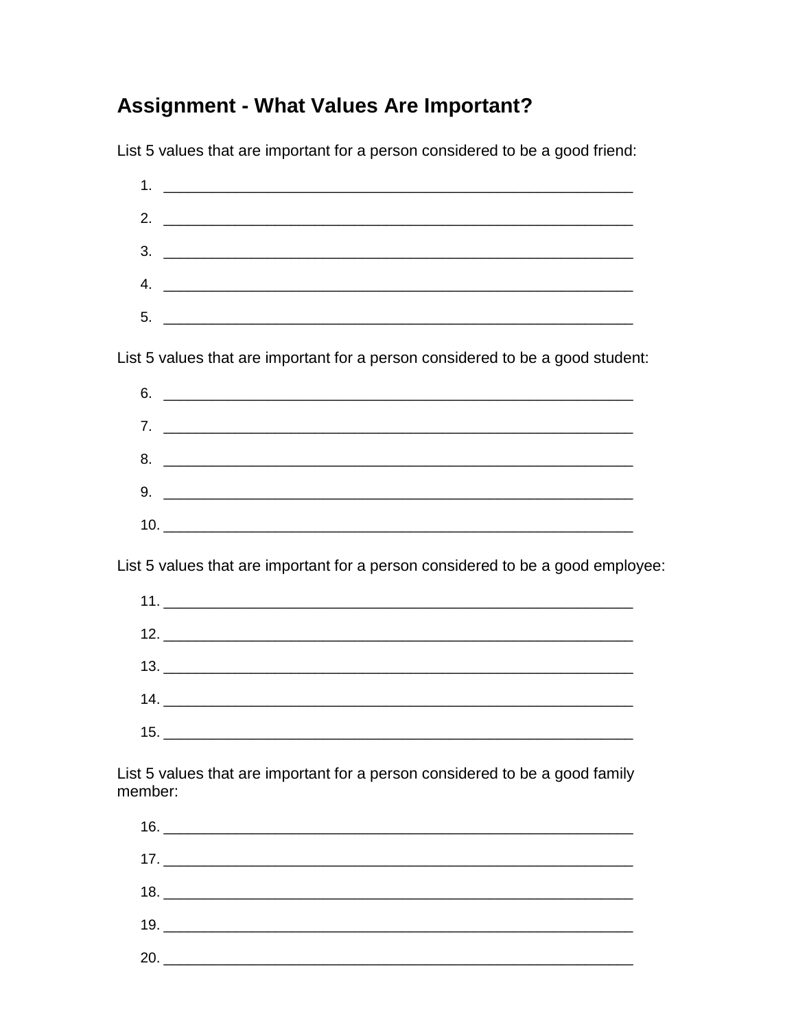# Assignment - What Values Are Important?

List 5 values that are important for a person considered to be a good friend:

1. ___________________________________________________________
2. ___________________________________________________________
3. ___________________________________________________________
4. ___________________________________________________________
5. ___________________________________________________________

List 5 values that are important for a person considered to be a good student:

6. ___________________________________________________________
7. ___________________________________________________________
8. ___________________________________________________________
9. ___________________________________________________________
10. ___________________________________________________________

List 5 values that are important for a person considered to be a good employee:

11. ___________________________________________________________
12. ___________________________________________________________
13. ___________________________________________________________
14. ___________________________________________________________
15. ___________________________________________________________

List 5 values that are important for a person considered to be a good family member:

16. ___________________________________________________________
17. ___________________________________________________________
18. ___________________________________________________________
19. ___________________________________________________________
20. ___________________________________________________________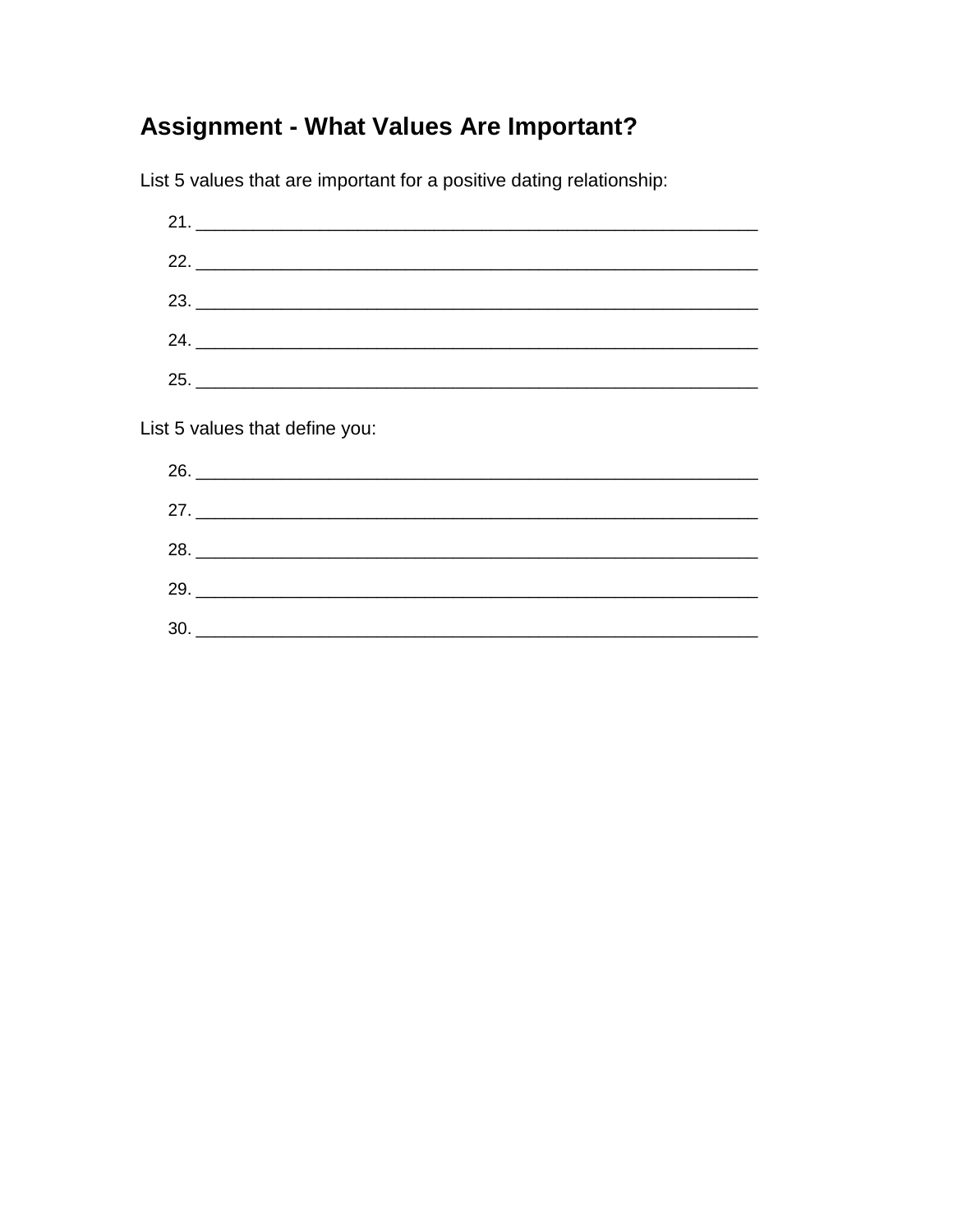## Assignment - What Values Are Important?

List 5 values that are important for a positive dating relationship:

21. ____________________________________________________________
22. ____________________________________________________________
23. ____________________________________________________________
24. ____________________________________________________________
25. ____________________________________________________________

List 5 values that define you:

26. ____________________________________________________________
27. ____________________________________________________________
28. ____________________________________________________________
29. ____________________________________________________________
30. ____________________________________________________________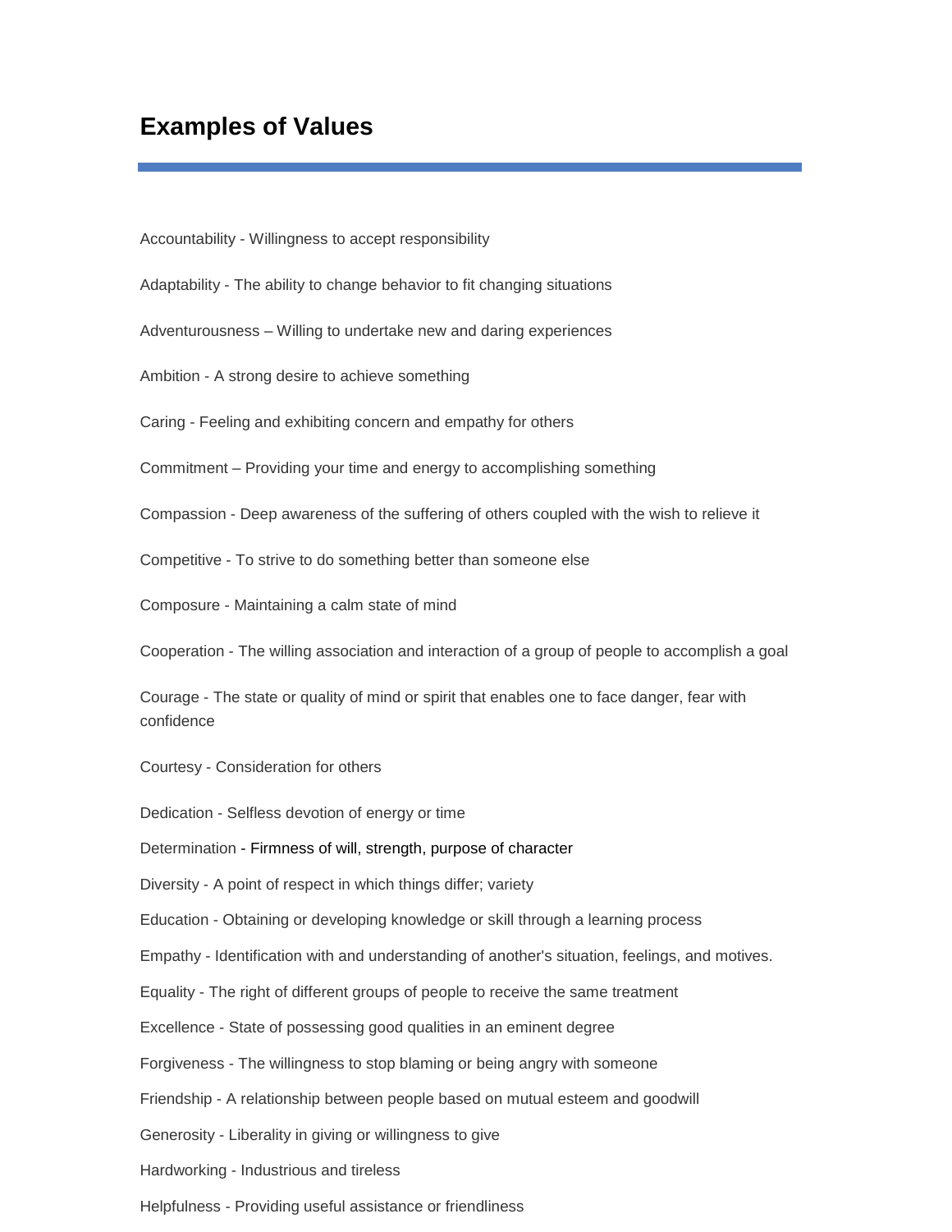## Examples of Values

Accountability - Willingness to accept responsibility

Adaptability - The ability to change behavior to fit changing situations

Adventurousness – Willing to undertake new and daring experiences

Ambition - A strong desire to achieve something

Caring - Feeling and exhibiting concern and empathy for others

Commitment – Providing your time and energy to accomplishing something

Compassion - Deep awareness of the suffering of others coupled with the wish to relieve it

Competitive - To strive to do something better than someone else

Composure - Maintaining a calm state of mind

Cooperation - The willing association and interaction of a group of people to accomplish a goal

Courage - The state or quality of mind or spirit that enables one to face danger, fear with confidence

Courtesy - Consideration for others

Dedication - Selfless devotion of energy or time

Determination - Firmness of will, strength, purpose of character

Diversity - A point of respect in which things differ; variety

Education - Obtaining or developing knowledge or skill through a learning process

Empathy - Identification with and understanding of another's situation, feelings, and motives.

Equality - The right of different groups of people to receive the same treatment

Excellence - State of possessing good qualities in an eminent degree

Forgiveness - The willingness to stop blaming or being angry with someone

Friendship - A relationship between people based on mutual esteem and goodwill

Generosity - Liberality in giving or willingness to give

Hardworking - Industrious and tireless

Helpfulness - Providing useful assistance or friendliness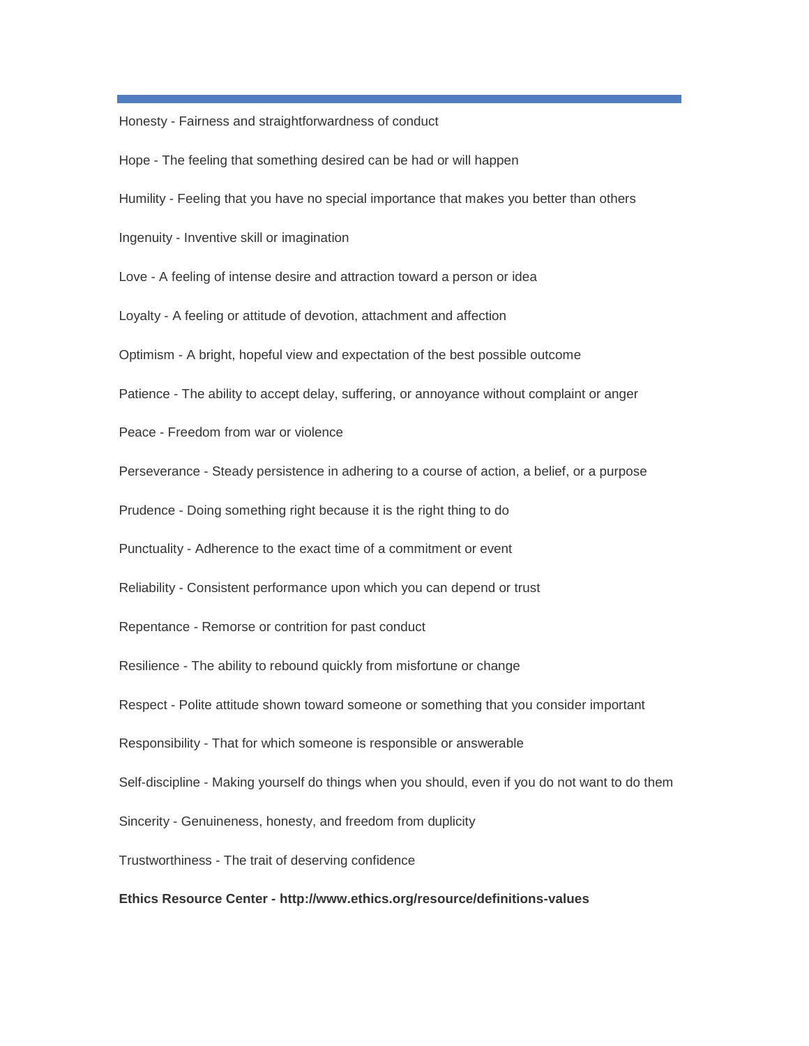Honesty - Fairness and straightforwardness of conduct

Hope - The feeling that something desired can be had or will happen

Humility - Feeling that you have no special importance that makes you better than others

Ingenuity - Inventive skill or imagination

Love - A feeling of intense desire and attraction toward a person or idea

Loyalty - A feeling or attitude of devotion, attachment and affection

Optimism - A bright, hopeful view and expectation of the best possible outcome

Patience - The ability to accept delay, suffering, or annoyance without complaint or anger

Peace - Freedom from war or violence

Perseverance - Steady persistence in adhering to a course of action, a belief, or a purpose

Prudence - Doing something right because it is the right thing to do

Punctuality - Adherence to the exact time of a commitment or event

Reliability - Consistent performance upon which you can depend or trust

Repentance - Remorse or contrition for past conduct

Resilience - The ability to rebound quickly from misfortune or change

Respect - Polite attitude shown toward someone or something that you consider important

Responsibility - That for which someone is responsible or answerable

Self-discipline - Making yourself do things when you should, even if you do not want to do them

Sincerity - Genuineness, honesty, and freedom from duplicity

Trustworthiness - The trait of deserving confidence

**Ethics Resource Center - http://www.ethics.org/resource/definitions-values**